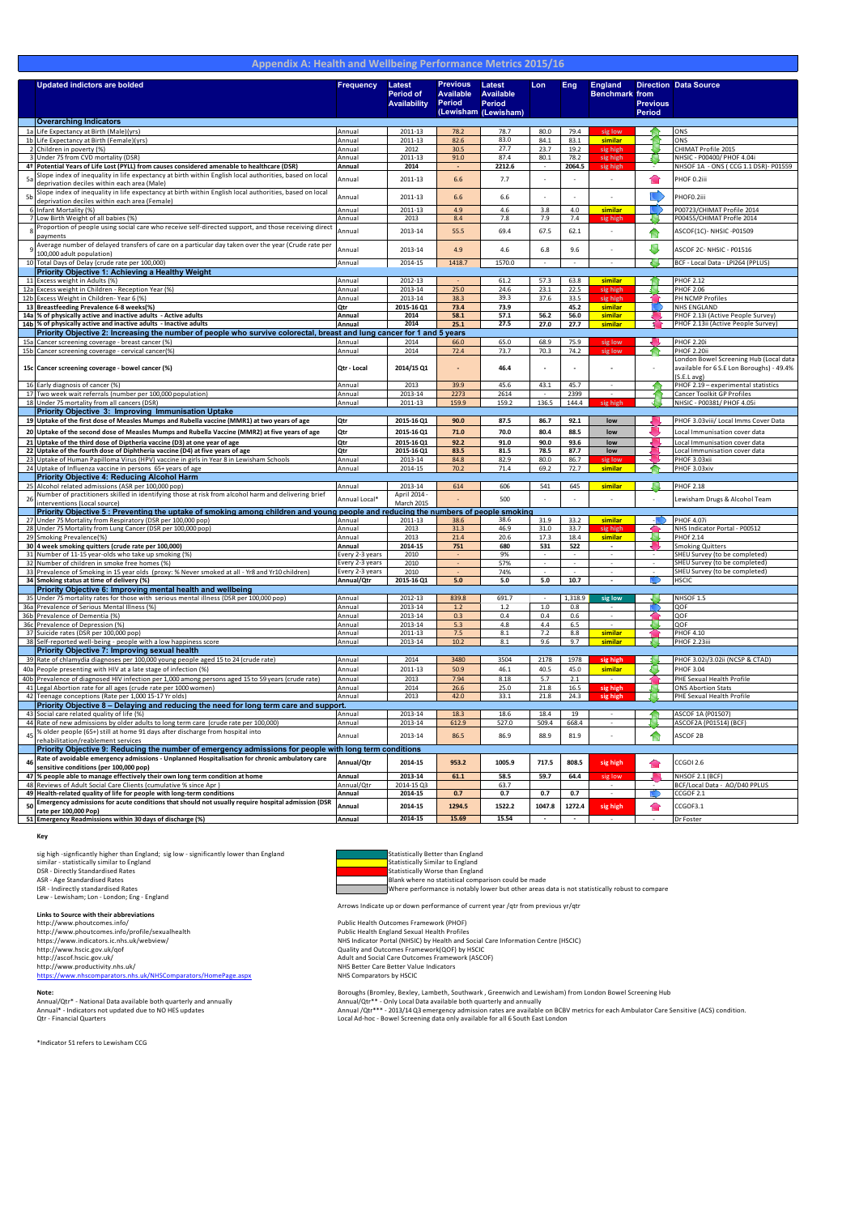# Appendix A: Health and Wellbeing Performance Metrics 2015/16

| | Updated indictors are bolded | Frequency | Latest Period of Availability | Previous Available Period (Lewisham) | Latest Available Period (Lewisham) | Lon | Eng | England Benchmark | Direction from Previous Period | Data Source |
|---|---|---|---|---|---|---|---|---|---|---|
| | **Overarching Indicators** | | | | | | | | | |
| 1a | Life Expectancy at Birth (Male)(yrs) | Annual | 2011-13 | 78.2 | 78.7 | 80.0 | 79.4 | sig low | | ONS |
| 1b | Life Expectancy at Birth (Female)(yrs) | Annual | 2011-13 | 82.6 | 83.0 | 84.1 | 83.1 | similar | | ONS |
| 2 | Children in poverty (%) | Annual | 2012 | 30.5 | 27.7 | 23.7 | 19.2 | sig high | | CHIMAT Profile 2015 |
| 3 | Under 75 from CVD mortality (DSR) | Annual | 2011-13 | 91.0 | 87.4 | 80.1 | 78.2 | sig high | | NHSIC - P00400/ PHOF 4.04i |
| **4†** | **Potential Years of Life Lost (PYLL) from causes considered amenable to healthcare (DSR)** | **Annual** | **2014** | - | **2212.6** | - | **2064.5** | sig high | - | NHSOF 1A - ONS ( CCG 1.1 DSR)- P01559 |
| 5a | Slope index of inequality in life expectancy at birth within English local authorities, based on local deprivation deciles within each area (Male) | Annual | 2011-13 | 6.6 | 7.7 | - | - | - | | PHOF 0.2iii |
| 5b | Slope index of inequality in life expectancy at birth within English local authorities, based on local deprivation deciles within each area (Female) | Annual | 2011-13 | 6.6 | 6.6 | - | - | - | | PHOF0.2iii |
| 6 | Infant Mortality (%) | Annual | 2011-13 | 4.9 | 4.6 | 3.8 | 4.0 | similar | | P00723/CHIMAT Profile 2014 |
| 7 | Low Birth Weight of all babies (%) | Annual | 2013 | 8.4 | 7.8 | 7.9 | 7.4 | sig high | | P00455/CHIMAT Profle 2014 |
| 8 | Proportion of people using social care who receive self-directed support, and those receiving direct payments | Annual | 2013-14 | 55.5 | 69.4 | 67.5 | 62.1 | - | | ASCOF(1C)- NHSIC -P01509 |
| 9 | Average number of delayed transfers of care on a particular day taken over the year (Crude rate per 100,000 adult population) | Annual | 2013-14 | 4.9 | 4.6 | 6.8 | 9.6 | - | | ASCOF 2C- NHSIC - P01516 |
| 10 | Total Days of Delay (crude rate per 100,000) | Annual | 2014-15 | 1418.7 | 1570.0 | - | - | - | | BCF - Local Data - LPI264 (PPLUS) |
| | **Priority Objective 1: Achieving a Healthy Weight** | | | | | | | | | |
| 11 | Excess weight in Adults (%) | Annual | 2012-13 | - | 61.2 | 57.3 | 63.8 | similar | | PHOF 2.12 |
| 12a | Excess weight in Children - Reception Year (%) | Annual | 2013-14 | 25.0 | 24.6 | 23.1 | 22.5 | sig high | | PHOF 2.06 |
| 12b | Excess Weight in Children- Year 6 (%) | Annual | 2013-14 | 38.3 | 39.3 | 37.6 | 33.5 | sig high | | PH NCMP Profiles |
| **13** | **Breastfeeding Prevalence 6-8 weeks(%)** | **Qtr** | **2015-16 Q1** | **73.4** | **73.9** | | **45.2** | similar | | NHS ENGLAND |
| **14a** | **% of physically active and inactive adults - Active adults** | **Annual** | **2014** | **58.1** | **57.1** | **56.2** | **56.0** | similar | | PHOF 2.13i (Active People Survey) |
| **14b** | **% of physically active and inactive adults - Inactive adults** | **Annual** | **2014** | **25.1** | **27.5** | **27.0** | **27.7** | similar | | PHOF 2.13ii (Active People Survey) |
| | **Priority Objective 2: Increasing the number of people who survive colorectal, breast and lung cancer for 1 and 5 years** | | | | | | | | | |
| 15a | Cancer screening coverage - breast cancer (%) | Annual | 2014 | 66.0 | 65.0 | 68.9 | 75.9 | sig low | | PHOF 2.20i |
| 15b | Cancer screening coverage - cervical cancer(%) | Annual | 2014 | 72.4 | 73.7 | 70.3 | 74.2 | sig low | | PHOF 2.20ii |
| **15c** | **Cancer screening coverage - bowel cancer (%)** | **Qtr - Local** | **2014/15 Q1** | - | **46.4** | - | - | - | - | London Bowel Screening Hub (Local data available for 6 S.E Lon Boroughs) - 49.4% (S.E.L avg) |
| 16 | Early diagnosis of cancer (%) | Annual | 2013 | 39.9 | 45.6 | 43.1 | 45.7 | - | | PHOF 2.19 – experimental statistics |
| 17 | Two week wait referrals (number per 100,000 population) | Annual | 2013-14 | 2273 | 2614 | - | 2399 | - | | Cancer Toolkit GP Profiles |
| 18 | Under 75 mortality from all cancers (DSR) | Annual | 2011-13 | 159.9 | 159.2 | 136.5 | 144.4 | sig high | | NHSIC - P00381/ PHOF 4.05i |
| | **Priority Objective 3: Improving Immunisation Uptake** | | | | | | | | | |
| **19** | **Uptake of the first dose of Measles Mumps and Rubella vaccine (MMR1) at two years of age** | **Qtr** | **2015-16 Q1** | **90.0** | **87.5** | **86.7** | **92.1** | low | | PHOF 3.03viii/ Local Imms Cover Data |
| **20** | **Uptake of the second dose of Measles Mumps and Rubella Vaccine (MMR2) at five years of age** | **Qtr** | **2015-16 Q1** | **71.0** | **70.0** | **80.4** | **88.5** | low | | Local Immunisation cover data |
| **21** | **Uptake of the third dose of Diptheria vaccine (D3) at one year of age** | **Qtr** | **2015-16 Q1** | **92.2** | **91.0** | **90.0** | **93.6** | low | | Local Immunisation cover data |
| **22** | **Uptake of the fourth dose of Diphtheria vaccine (D4) at five years of age** | **Qtr** | **2015-16 Q1** | **83.5** | **81.5** | **78.5** | **87.7** | low | | Local Immunisation cover data |
| 23 | Uptake of Human Papilloma Virus (HPV) vaccine in girls in Year 8 in Lewisham Schools | Annual | 2013-14 | 84.8 | 82.9 | 80.0 | 86.7 | sig low | | PHOF 3.03xii |
| 24 | Uptake of Influenza vaccine in persons 65+ years of age | Annual | 2014-15 | 70.2 | 71.4 | 69.2 | 72.7 | similar | | PHOF 3.03xiv |
| | **Priority Objective 4: Reducing Alcohol Harm** | | | | | | | | | |
| 25 | Alcohol related admissions (ASR per 100,000 pop) | Annual | 2013-14 | 614 | 606 | 541 | 645 | similar | | PHOF 2.18 |
| 26 | Number of practitioners skilled in identifying those at risk from alcohol harm and delivering brief interventions (Local source) | Annual Local* | April 2014 - March 2015 | - | 500 | - | - | - | - | Lewisham Drugs & Alcohol Team |
| | **Priority Objective 5 : Preventing the uptake of smoking among children and young people and reducing the numbers of people smoking** | | | | | | | | | |
| 27 | Under 75 Mortality from Respiratory (DSR per 100,000 pop) | Annual | 2011-13 | 38.6 | 38.6 | 31.9 | 33.2 | similar | - | PHOF 4.07i |
| 28 | Under 75 Mortality from Lung Cancer (DSR per 100,000 pop) | Annual | 2013 | 31.3 | 46.9 | 31.0 | 33.7 | sig high | | NHS Indicator Portal - P00512 |
| 29 | Smoking Prevalence(%) | Annual | 2013 | 21.4 | 20.6 | 17.3 | 18.4 | similar | | PHOF 2.14 |
| **30** | **4 week smoking quitters (crude rate per 100,000)** | **Annual** | **2014-15** | **751** | **680** | **531** | **522** | - | | Smoking Quitters |
| 31 | Number of 11-15 year-olds who take up smoking (%) | Every 2-3 years | 2010 | - | 9% | - | - | - | - | SHEU Survey (to be completed) |
| 32 | Number of children in smoke free homes (%) | Every 2-3 years | 2010 | - | 57% | - | - | - | - | SHEU Survey (to be completed) |
| 33 | Prevalence of Smoking in 15 year olds (proxy: % Never smoked at all - Yr8 and Yr10 children) | Every 2-3 years | 2010 | - | 74% | - | - | - | - | SHEU Survey (to be completed) |
| **34** | **Smoking status at time of delivery (%)** | **Annual/Qtr** | **2015-16 Q1** | **5.0** | **5.0** | **5.0** | **10.7** | - | | HSCIC |
| | **Priority Objective 6: Improving mental health and wellbeing** | | | | | | | | | |
| 35 | Under 75 mortality rates for those with serious mental illness (DSR per 100,000 pop) | Annual | 2012-13 | 839.8 | 691.7 | - | 1,318.9 | sig low | | NHSOF 1.5 |
| 36a | Prevalence of Serious Mental Illness (%) | Annual | 2013-14 | 1.2 | 1.2 | 1.0 | 0.8 | - | | QOF |
| 36b | Prevalence of Dementia (%) | Annual | 2013-14 | 0.3 | 0.4 | 0.4 | 0.6 | - | | QOF |
| 36c | Prevalence of Depression (%) | Annual | 2013-14 | 5.3 | 4.8 | 4.4 | 6.5 | - | | QOF |
| 37 | Suicide rates (DSR per 100,000 pop) | Annual | 2011-13 | 7.5 | 8.1 | 7.2 | 8.8 | similar | | PHOF 4.10 |
| 38 | Self-reported well-being - people with a low happiness score | Annual | 2013-14 | 10.2 | 8.1 | 9.6 | 9.7 | similar | | PHOF 2.23iii |
| | **Priority Objective 7: Improving sexual health** | | | | | | | | | |
| 39 | Rate of chlamydia diagnoses per 100,000 young people aged 15 to 24 (crude rate) | Annual | 2014 | 3480 | 3504 | 2178 | 1978 | sig high | | PHOF 3.02i/3.02ii (NCSP & CTAD) |
| 40a | People presenting with HIV at a late stage of infection (%) | Annual | 2011-13 | 50.9 | 46.1 | 40.5 | 45.0 | similar | | PHOF 3.04 |
| 40b | Prevalence of diagnosed HIV infection per 1,000 among persons aged 15 to 59 years (crude rate) | Annual | 2013 | 7.94 | 8.18 | 5.7 | 2.1 | - | | PHE Sexual Health Profile |
| 41 | Legal Abortion rate for all ages (crude rate per 1000 women) | Annual | 2014 | 26.6 | 25.0 | 21.8 | 16.5 | sig high | | ONS Abortion Stats |
| 42 | Teenage conceptions (Rate per 1,000 15-17 Yr olds) | Annual | 2013 | 42.0 | 33.1 | 21.8 | 24.3 | sig high | | PHE Sexual Health Profile |
| | **Priority Objective 8 – Delaying and reducing the need for long term care and support.** | | | | | | | | | |
| 43 | Social care related quality of life (%) | Annual | 2013-14 | 18.3 | 18.6 | 18.4 | 19 | - | | ASCOF 1A (P01507) |
| 44 | Rate of new admissions by older adults to long term care (crude rate per 100,000) | Annual | 2013-14 | 612.9 | 527.0 | 509.4 | 668.4 | - | | ASCOF2A (P01514) (BCF) |
| 45 | % older people (65+) still at home 91 days after discharge from hospital into rehabilitation/reablement services | Annual | 2013-14 | 86.5 | 86.9 | 88.9 | 81.9 | - | | ASCOF 2B |
| | **Priority Objective 9: Reducing the number of emergency admissions for people with long term conditions** | | | | | | | | | |
| **46** | **Rate of avoidable emergency admissions - Unplanned Hospitalisation for chronic ambulatory care sensitive conditions (per 100,000 pop)** | **Annual/Qtr** | **2014-15** | **953.2** | **1005.9** | **717.5** | **808.5** | sig high | | CCGOI 2.6 |
| **47** | **% people able to manage effectively their own long term condition at home** | **Annual** | **2013-14** | **61.1** | **58.5** | **59.7** | **64.4** | sig low | | NHSOF 2.1 (BCF) |
| 48 | Reviews of Adult Social Care Clients (cumulative % since Apr ) | Annual/Qtr | 2014-15 Q3 | | 63.7 | | | - | - | BCF/Local Data - AO/D40 PPLUS |
| **49** | **Health-related quality of life for people with long-term conditions** | **Annual** | **2014-15** | **0.7** | **0.7** | **0.7** | **0.7** | - | | CCGOF 2.1 |
| **50** | **Emergency admissions for acute conditions that should not usually require hospital admission (DSR rate per 100,000 Pop)** | **Annual** | **2014-15** | **1294.5** | **1522.2** | **1047.8** | **1272.4** | sig high | | CCGOF3.1 |
| **51** | **Emergency Readmissions within 30 days of discharge (%)** | **Annual** | **2014-15** | **15.69** | **15.54** | - | - | - | - | Dr Foster |

**Key**

sig high -signficantly higher than England; sig low - significantly lower than England
similar - statistically similar to England
DSR - Directly Standardised Rates
ASR - Age Standardised Rates
ISR - Indirectly standardised Rates
Lew - Lewisham; Lon - London; Eng - England

- Statistically Better than England
- Statistically Similar to England
- Statistically Worse than England
- Blank where no statistical comparison could be made
- Where performance is notably lower but other areas data is not statistically robust to compare

Arrows Indicate up or down performance of current year /qtr from previous yr/qtr

**Links to Source with their abbreviations**

| | |
|---|---|
| http://www.phoutcomes.info/ | Public Health Outcomes Framework (PHOF) |
| http://www.phoutcomes.info/profile/sexualhealth | Public Health England Sexual Health Profiles |
| https://www.indicators.ic.nhs.uk/webview/ | NHS Indicator Portal (NHSIC) by Health and Social Care Information Centre (HSCIC) |
| http://www.hscic.gov.uk/qof | Quality and Outcomes Framework(QOF) by HSCIC |
| http://ascof.hscic.gov.uk/ | Adult and Social Care Outcomes Framework (ASCOF) |
| http://www.productivity.nhs.uk/ | NHS Better Care Better Value Indicators |
| https://www.nhscomparators.nhs.uk/NHSComparators/HomePage.aspx | NHS Comparators by HSCIC |

**Note:**

Annual/Qtr* - National Data available both quarterly and annually
Annual* - Indicators not updated due to NO HES updates
Qtr - Financial Quarters

Boroughs (Bromley, Bexley, Lambeth, Southwark , Greenwich and Lewisham) from London Bowel Screening Hub
Annual/Qtr** - Only Local Data available both quarterly and annually
Annual /Qtr*** - 2013/14 Q3 emergency admission rates are available on BCBV metrics for each Ambulator Care Sensitive (ACS) condition.
Local Ad-hoc - Bowel Screening data only available for all 6 South East London

*Indicator 51 refers to Lewisham CCG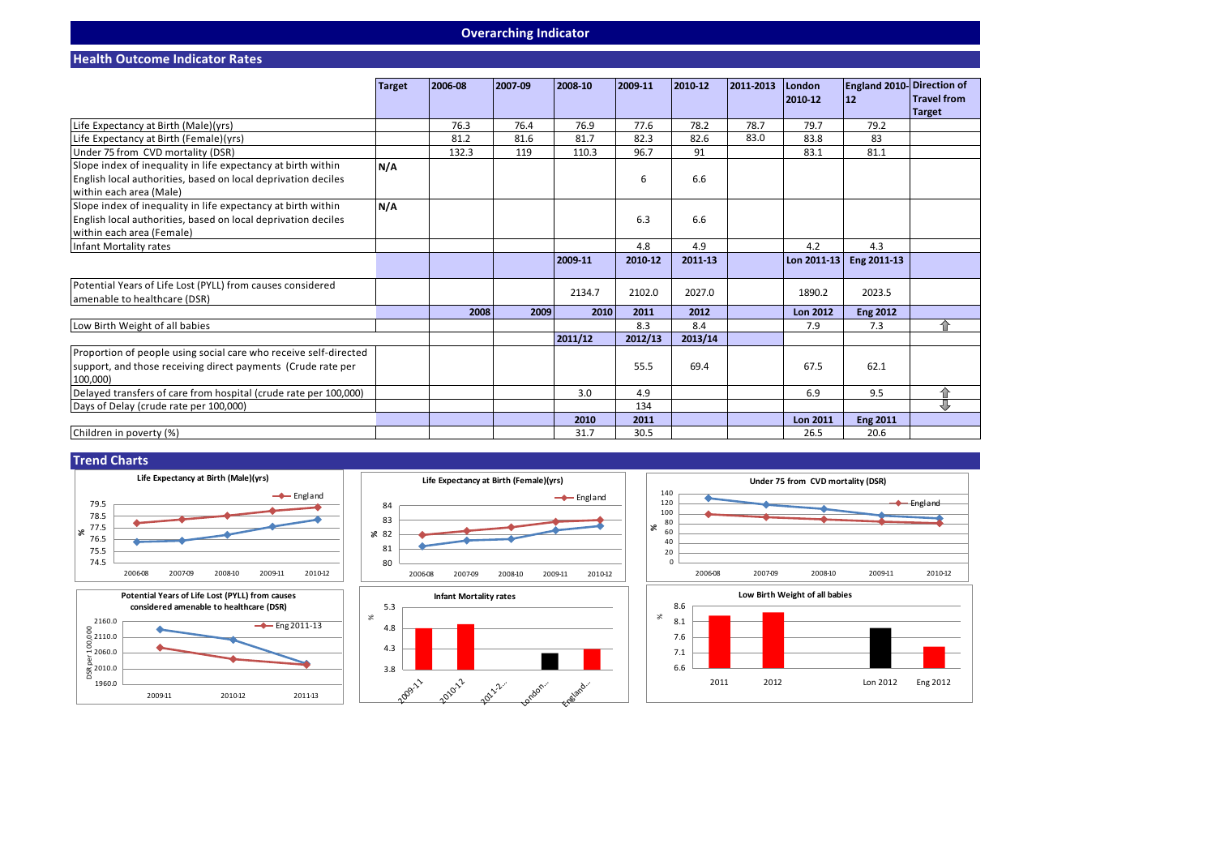## Overarching Indicator

### Health Outcome Indicator Rates

| | Target | 2006-08 | 2007-09 | 2008-10 | 2009-11 | 2010-12 | 2011-2013 | London 2010-12 | England 2010-12 | Direction of Travel from Target |
|---|---|---|---|---|---|---|---|---|---|---|
| Life Expectancy at Birth (Male)(yrs) | | 76.3 | 76.4 | 76.9 | 77.6 | 78.2 | 78.7 | 79.7 | 79.2 | |
| Life Expectancy at Birth (Female)(yrs) | | 81.2 | 81.6 | 81.7 | 82.3 | 82.6 | 83.0 | 83.8 | 83 | |
| Under 75 from CVD mortality (DSR) | | 132.3 | 119 | 110.3 | 96.7 | 91 | | 83.1 | 81.1 | |
| Slope index of inequality in life expectancy at birth within English local authorities, based on local deprivation deciles within each area (Male) | N/A | | | | 6 | 6.6 | | | | |
| Slope index of inequality in life expectancy at birth within English local authorities, based on local deprivation deciles within each area (Female) | N/A | | | | 6.3 | 6.6 | | | | |
| Infant Mortality rates | | | | | 4.8 | 4.9 | | 4.2 | 4.3 | |
| | | | | 2009-11 | 2010-12 | 2011-13 | | Lon 2011-13 | Eng 2011-13 | |
| Potential Years of Life Lost (PYLL) from causes considered amenable to healthcare (DSR) | | | | 2134.7 | 2102.0 | 2027.0 | | 1890.2 | 2023.5 | |
| | | 2008 | 2009 | 2010 | 2011 | 2012 | | Lon 2012 | Eng 2012 | |
| Low Birth Weight of all babies | | | | | 8.3 | 8.4 | | 7.9 | 7.3 | ⇧ |
| | | | | 2011/12 | 2012/13 | 2013/14 | | | | |
| Proportion of people using social care who receive self-directed support, and those receiving direct payments (Crude rate per 100,000) | | | | | 55.5 | 69.4 | | 67.5 | 62.1 | |
| Delayed transfers of care from hospital (crude rate per 100,000) | | | | 3.0 | 4.9 | | | 6.9 | 9.5 | ⇧ |
| Days of Delay (crude rate per 100,000) | | | | | 134 | | | | | ⇩ |
| | | | | 2010 | 2011 | | | Lon 2011 | Eng 2011 | |
| Children in poverty (%) | | | | 31.7 | 30.5 | | | 26.5 | 20.6 | |

### Trend Charts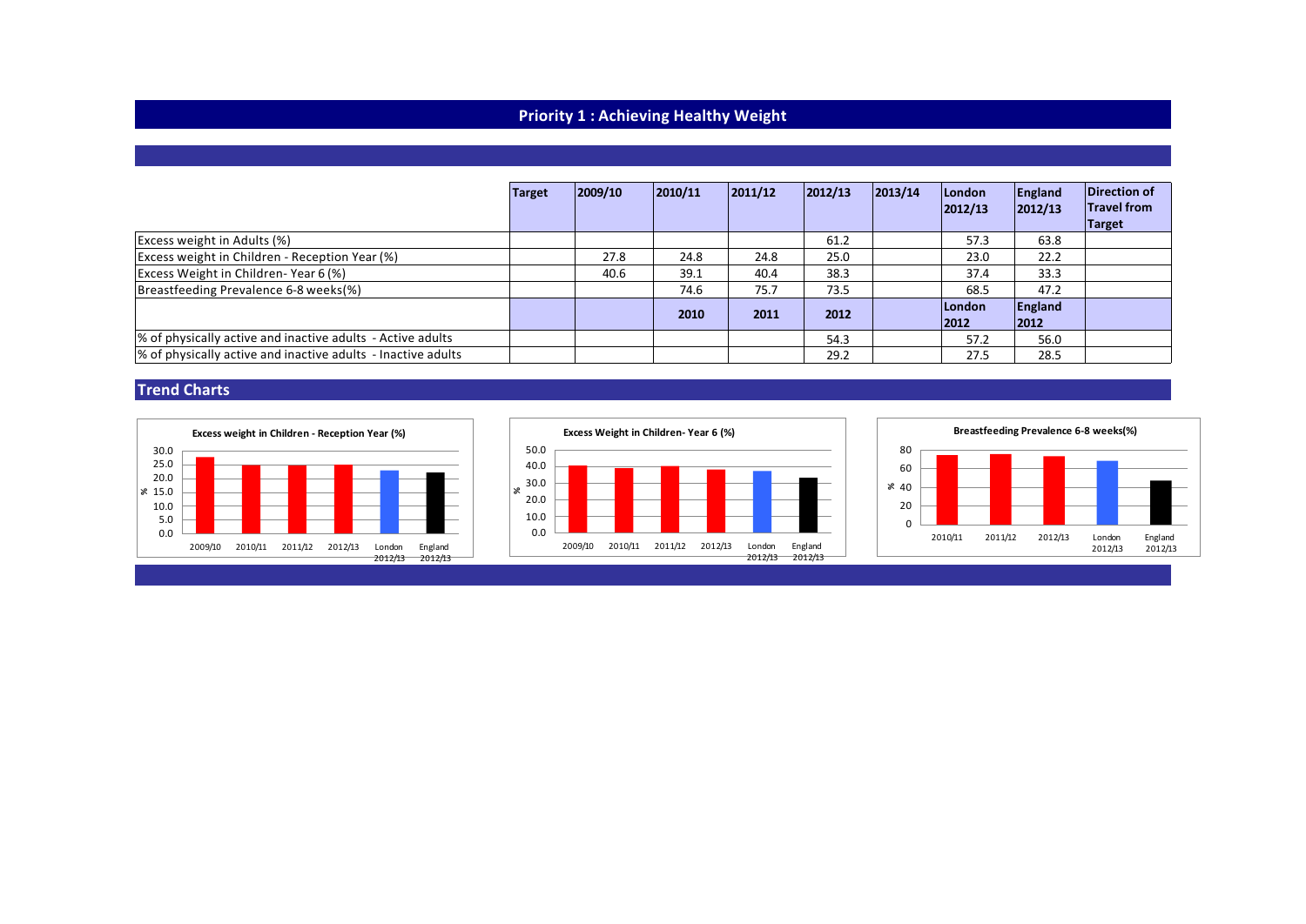## Priority 1 : Achieving Healthy Weight

| | Target | 2009/10 | 2010/11 | 2011/12 | 2012/13 | 2013/14 | London 2012/13 | England 2012/13 | Direction of Travel from Target |
|---|---|---|---|---|---|---|---|---|---|
| Excess weight in Adults (%) | | | | | 61.2 | | 57.3 | 63.8 | |
| Excess weight in Children - Reception Year (%) | | 27.8 | 24.8 | 24.8 | 25.0 | | 23.0 | 22.2 | |
| Excess Weight in Children- Year 6 (%) | | 40.6 | 39.1 | 40.4 | 38.3 | | 37.4 | 33.3 | |
| Breastfeeding Prevalence 6-8 weeks(%) | | | 74.6 | 75.7 | 73.5 | | 68.5 | 47.2 | |
| | | | **2010** | **2011** | **2012** | | **London 2012** | **England 2012** | |
| % of physically active and inactive adults - Active adults | | | | | 54.3 | | 57.2 | 56.0 | |
| % of physically active and inactive adults - Inactive adults | | | | | 29.2 | | 27.5 | 28.5 | |

## Trend Charts

**Excess weight in Children - Reception Year (%)**

| | 2009/10 | 2010/11 | 2011/12 | 2012/13 | London 2012/13 | England 2012/13 |
|---|---|---|---|---|---|---|
| % | 27.8 | 24.8 | 24.8 | 25.0 | 23.0 | 22.2 |

**Excess Weight in Children- Year 6 (%)**

| | 2009/10 | 2010/11 | 2011/12 | 2012/13 | London 2012/13 | England 2012/13 |
|---|---|---|---|---|---|---|
| % | 40.6 | 39.1 | 40.4 | 38.3 | 37.4 | 33.3 |

**Breastfeeding Prevalence 6-8 weeks(%)**

| | 2010/11 | 2011/12 | 2012/13 | London 2012/13 | England 2012/13 |
|---|---|---|---|---|---|
| % | 74.6 | 75.7 | 73.5 | 68.5 | 47.2 |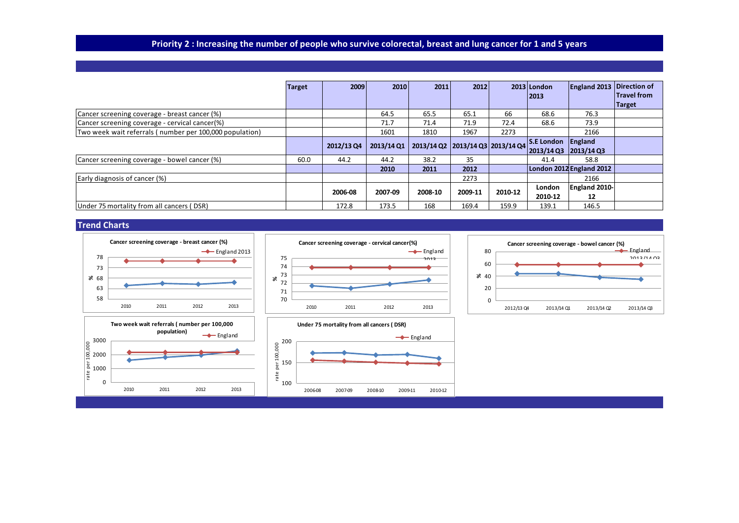# Priority 2 : Increasing the number of people who survive colorectal, breast and lung cancer for 1 and 5 years

| | Target | 2009 | 2010 | 2011 | 2012 | 2013 | London 2013 | England 2013 | Direction of Travel from Target |
|---|---|---|---|---|---|---|---|---|---|
| Cancer screening coverage - breast cancer (%) | | | 64.5 | 65.5 | 65.1 | 66 | 68.6 | 76.3 | |
| Cancer screening coverage - cervical cancer(%) | | | 71.7 | 71.4 | 71.9 | 72.4 | 68.6 | 73.9 | |
| Two week wait referrals ( number per 100,000 population) | | | 1601 | 1810 | 1967 | 2273 | | 2166 | |
| | | 2012/13 Q4 | 2013/14 Q1 | 2013/14 Q2 | 2013/14 Q3 | 2013/14 Q4 | S.E London 2013/14 Q3 | England 2013/14 Q3 | |
| Cancer screening coverage - bowel cancer (%) | 60.0 | 44.2 | 44.2 | 38.2 | 35 | | 41.4 | 58.8 | |
| | | | 2010 | 2011 | 2012 | | London 2012 | England 2012 | |
| Early diagnosis of cancer (%) | | | | | 2273 | | | 2166 | |
| | | 2006-08 | 2007-09 | 2008-10 | 2009-11 | 2010-12 | London 2010-12 | England 2010-12 | |
| Under 75 mortality from all cancers ( DSR) | | 172.8 | 173.5 | 168 | 169.4 | 159.9 | 139.1 | 146.5 | |

## Trend Charts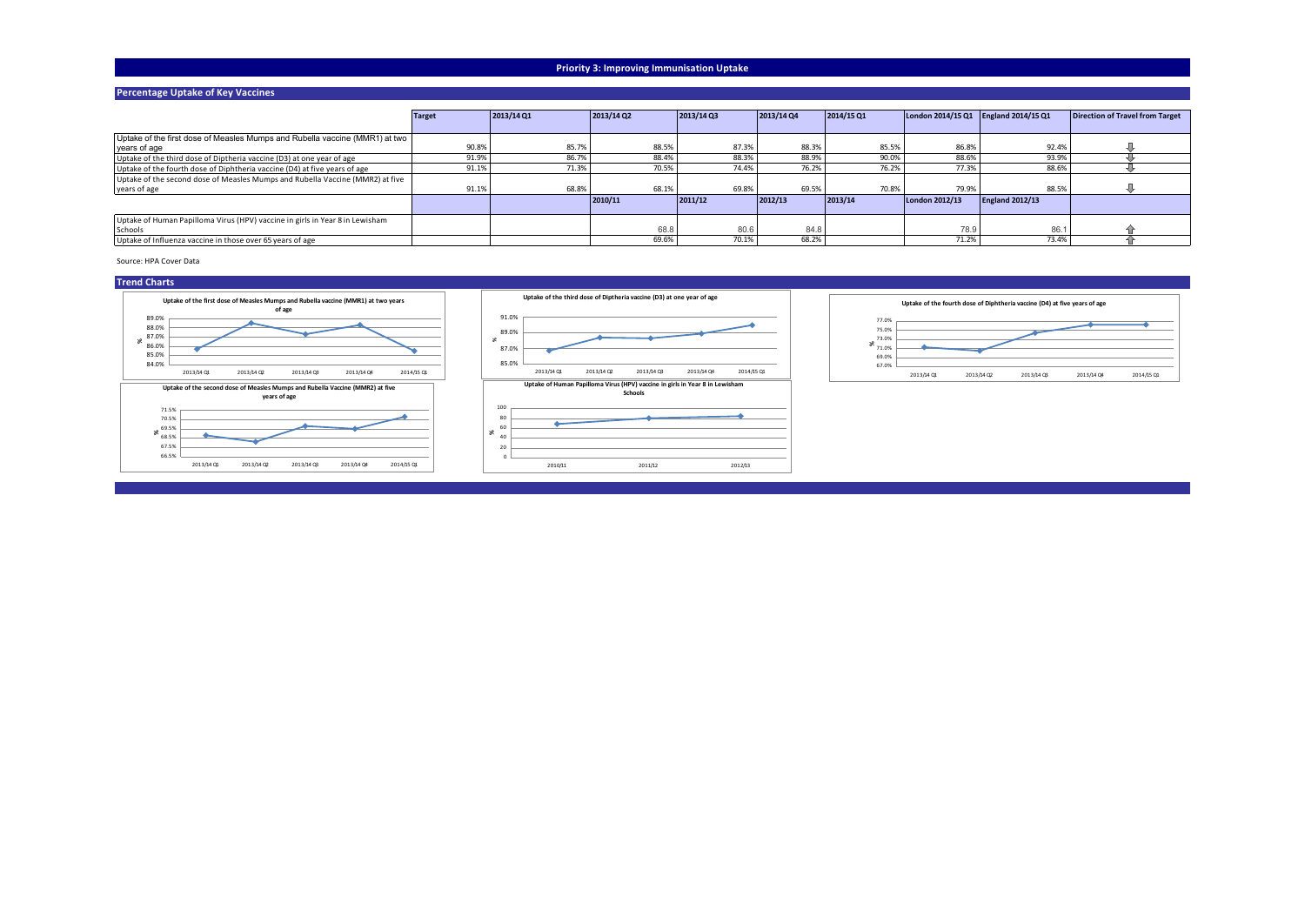# Priority 3: Improving Immunisation Uptake

## Percentage Uptake of Key Vaccines

| | Target | 2013/14 Q1 | 2013/14 Q2 | 2013/14 Q3 | 2013/14 Q4 | 2014/15 Q1 | London 2014/15 Q1 | England 2014/15 Q1 | Direction of Travel from Target |
|---|---|---|---|---|---|---|---|---|---|
| Uptake of the first dose of Measles Mumps and Rubella vaccine (MMR1) at two years of age | 90.8% | 85.7% | 88.5% | 87.3% | 88.3% | 85.5% | 86.8% | 92.4% | ⇩ |
| Uptake of the third dose of Diptheria vaccine (D3) at one year of age | 91.9% | 86.7% | 88.4% | 88.3% | 88.9% | 90.0% | 88.6% | 93.9% | ⇩ |
| Uptake of the fourth dose of Diphtheria vaccine (D4) at five years of age | 91.1% | 71.3% | 70.5% | 74.4% | 76.2% | 76.2% | 77.3% | 88.6% | ⇩ |
| Uptake of the second dose of Measles Mumps and Rubella Vaccine (MMR2) at five years of age | 91.1% | 68.8% | 68.1% | 69.8% | 69.5% | 70.8% | 79.9% | 88.5% | ⇩ |
| | | | 2010/11 | 2011/12 | 2012/13 | 2013/14 | London 2012/13 | England 2012/13 | |
| Uptake of Human Papilloma Virus (HPV) vaccine in girls in Year 8 in Lewisham Schools | | | 68.8 | 80.6 | 84.8 | | 78.9 | 86.1 | ⇧ |
| Uptake of Influenza vaccine in those over 65 years of age | | | 69.6% | 70.1% | 68.2% | | 71.2% | 73.4% | ⇧ |

Source: HPA Cover Data

## Trend Charts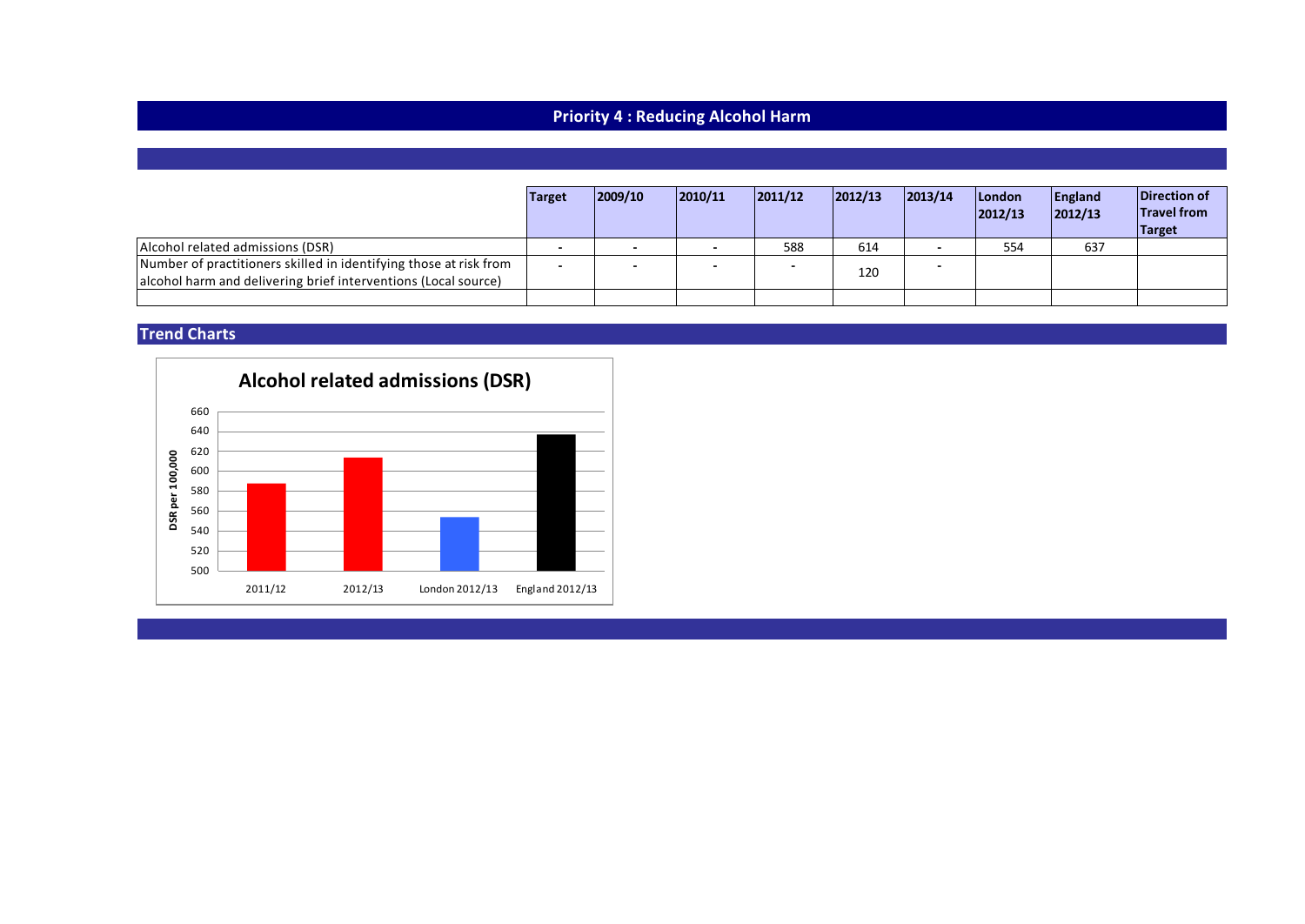# Priority 4 : Reducing Alcohol Harm

| | Target | 2009/10 | 2010/11 | 2011/12 | 2012/13 | 2013/14 | London 2012/13 | England 2012/13 | Direction of Travel from Target |
|---|---|---|---|---|---|---|---|---|---|
| Alcohol related admissions (DSR) | - | - | - | 588 | 614 | - | 554 | 637 | |
| Number of practitioners skilled in identifying those at risk from alcohol harm and delivering brief interventions (Local source) | - | - | - | - | 120 | - | | | |
| | | | | | | | | | |

## Trend Charts

**Alcohol related admissions (DSR)**

| | 2011/12 | 2012/13 | London 2012/13 | England 2012/13 |
|---|---|---|---|---|
| DSR per 100,000 | 588 | 614 | 554 | 637 |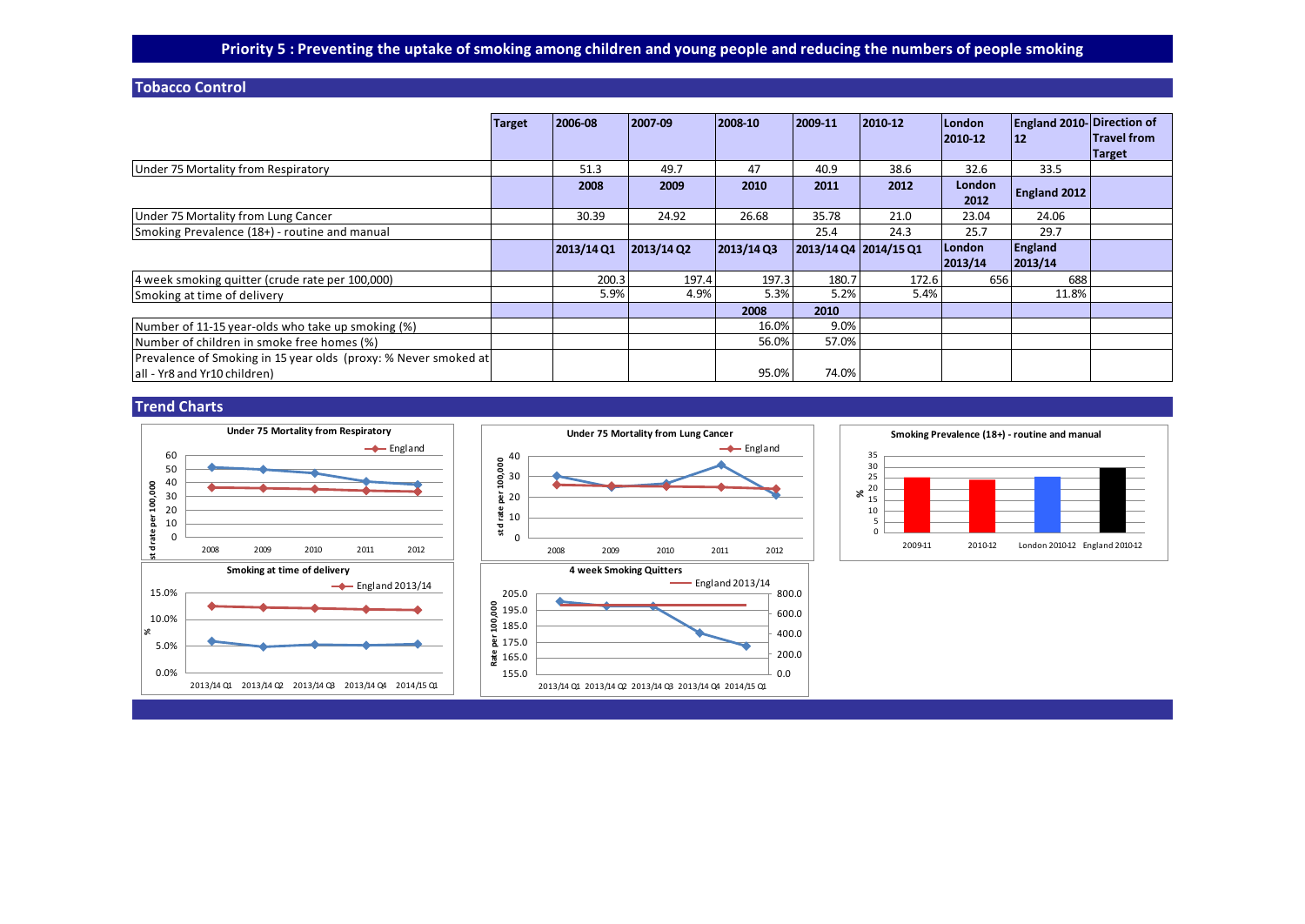# Priority 5 : Preventing the uptake of smoking among children and young people and reducing the numbers of people smoking

## Tobacco Control

| | Target | 2006-08 | 2007-09 | 2008-10 | 2009-11 | 2010-12 | London 2010-12 | England 2010-12 | Direction of Travel from Target |
|---|---|---|---|---|---|---|---|---|---|
| Under 75 Mortality from Respiratory | | 51.3 | 49.7 | 47 | 40.9 | 38.6 | 32.6 | 33.5 | |
| | | 2008 | 2009 | 2010 | 2011 | 2012 | London 2012 | England 2012 | |
| Under 75 Mortality from Lung Cancer | | 30.39 | 24.92 | 26.68 | 35.78 | 21.0 | 23.04 | 24.06 | |
| Smoking Prevalence (18+) - routine and manual | | | | | 25.4 | 24.3 | 25.7 | 29.7 | |
| | | 2013/14 Q1 | 2013/14 Q2 | 2013/14 Q3 | 2013/14 Q4 | 2014/15 Q1 | London 2013/14 | England 2013/14 | |
| 4 week smoking quitter (crude rate per 100,000) | | 200.3 | 197.4 | 197.3 | 180.7 | 172.6 | 656 | 688 | |
| Smoking at time of delivery | | 5.9% | 4.9% | 5.3% | 5.2% | 5.4% | | 11.8% | |
| | | | | 2008 | 2010 | | | | |
| Number of 11-15 year-olds who take up smoking (%) | | | | 16.0% | 9.0% | | | | |
| Number of children in smoke free homes (%) | | | | 56.0% | 57.0% | | | | |
| Prevalence of Smoking in 15 year olds (proxy: % Never smoked at all - Yr8 and Yr10 children) | | | | 95.0% | 74.0% | | | | |

## Trend Charts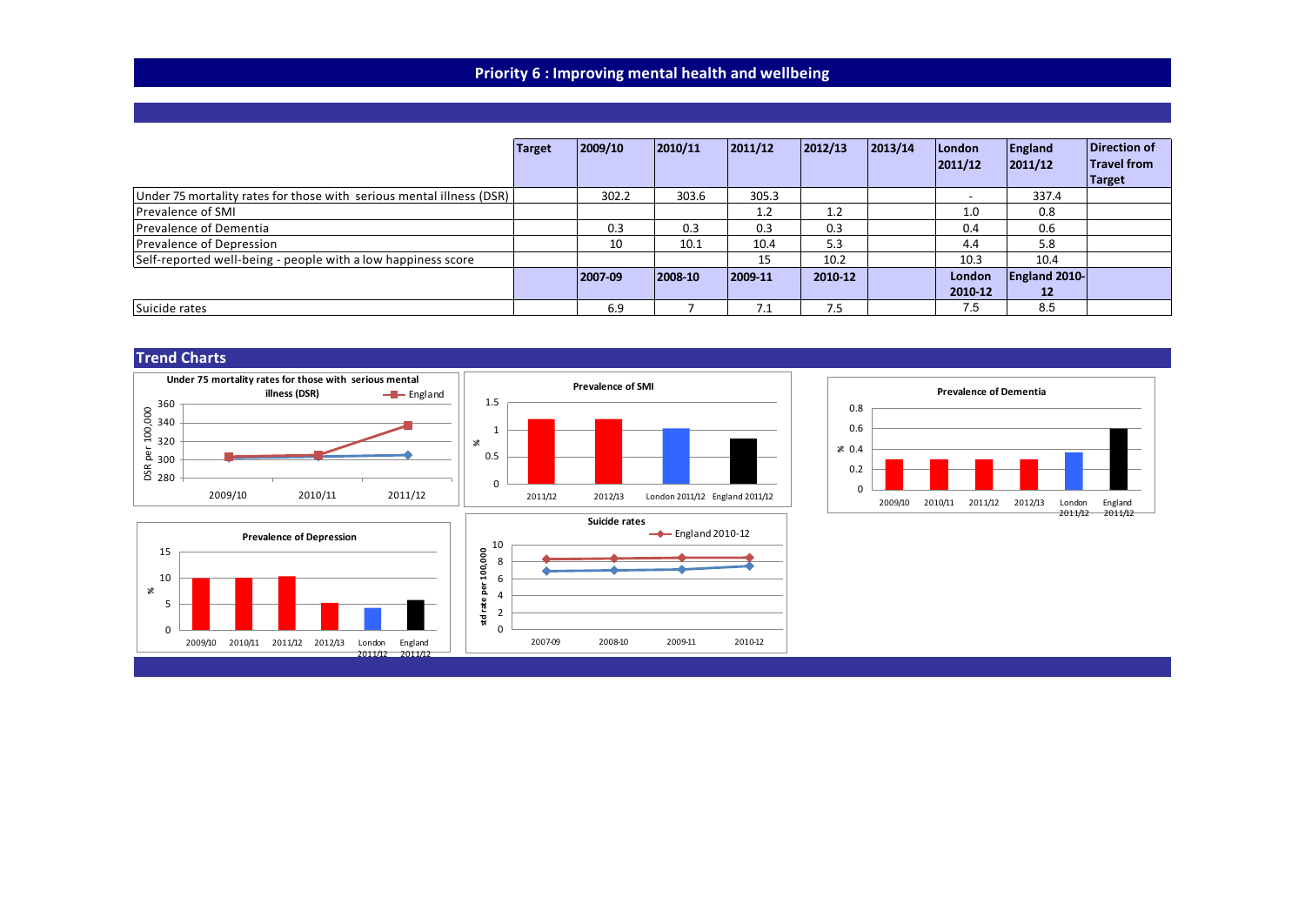# Priority 6 : Improving mental health and wellbeing

| | Target | 2009/10 | 2010/11 | 2011/12 | 2012/13 | 2013/14 | London 2011/12 | England 2011/12 | Direction of Travel from Target |
|---|---|---|---|---|---|---|---|---|---|
| Under 75 mortality rates for those with serious mental illness (DSR) | | 302.2 | 303.6 | 305.3 | | | - | 337.4 | |
| Prevalence of SMI | | | | 1.2 | 1.2 | | 1.0 | 0.8 | |
| Prevalence of Dementia | | 0.3 | 0.3 | 0.3 | 0.3 | | 0.4 | 0.6 | |
| Prevalence of Depression | | 10 | 10.1 | 10.4 | 5.3 | | 4.4 | 5.8 | |
| Self-reported well-being - people with a low happiness score | | | | 15 | 10.2 | | 10.3 | 10.4 | |
| | | 2007-09 | 2008-10 | 2009-11 | 2010-12 | | London 2010-12 | England 2010-12 | |
| Suicide rates | | 6.9 | 7 | 7.1 | 7.5 | | 7.5 | 8.5 | |

## Trend Charts

**Under 75 mortality rates for those with serious mental illness (DSR)**

| | 2009/10 | 2010/11 | 2011/12 |
|---|---|---|---|
| Local (DSR per 100,000) | 302.2 | 303.6 | 305.3 |
| England | 303 | 305 | 337.4 |

**Prevalence of SMI** (%)

| 2011/12 | 2012/13 | London 2011/12 | England 2011/12 |
|---|---|---|---|
| 1.2 | 1.2 | 1.0 | 0.8 |

**Prevalence of Dementia** (%)

| 2009/10 | 2010/11 | 2011/12 | 2012/13 | London 2011/12 | England 2011/12 |
|---|---|---|---|---|---|
| 0.3 | 0.3 | 0.3 | 0.3 | 0.4 | 0.6 |

**Prevalence of Depression** (%)

| 2009/10 | 2010/11 | 2011/12 | 2012/13 | London 2011/12 | England 2011/12 |
|---|---|---|---|---|---|
| 10 | 10.1 | 10.4 | 5.3 | 4.4 | 5.8 |

**Suicide rates** (std rate per 100,000)

| | 2007-09 | 2008-10 | 2009-11 | 2010-12 |
|---|---|---|---|---|
| Local | 6.9 | 7 | 7.1 | 7.5 |
| England 2010-12 | 8.5 | 8.5 | 8.5 | 8.5 |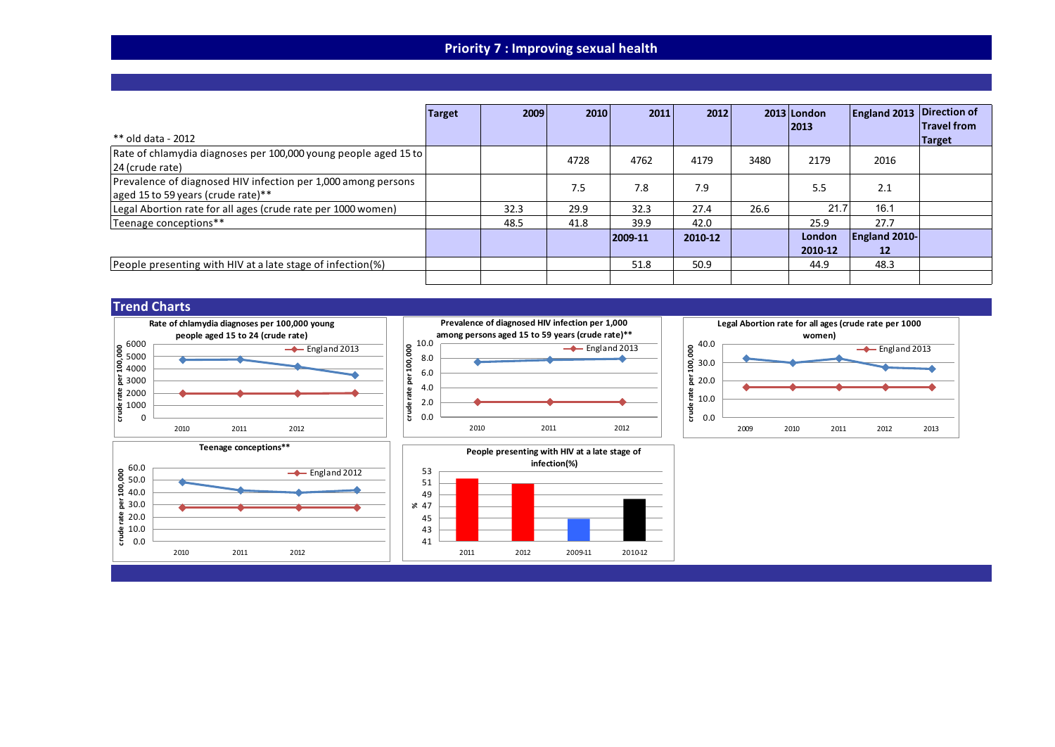# Priority 7 : Improving sexual health

| ** old data - 2012 | Target | 2009 | 2010 | 2011 | 2012 | 2013 | London 2013 | England 2013 | Direction of Travel from Target |
|---|---|---|---|---|---|---|---|---|---|
| Rate of chlamydia diagnoses per 100,000 young people aged 15 to 24 (crude rate) | | | 4728 | 4762 | 4179 | 3480 | 2179 | 2016 | |
| Prevalence of diagnosed HIV infection per 1,000 among persons aged 15 to 59 years (crude rate)** | | | 7.5 | 7.8 | 7.9 | | 5.5 | 2.1 | |
| Legal Abortion rate for all ages (crude rate per 1000 women) | | 32.3 | 29.9 | 32.3 | 27.4 | 26.6 | 21.7 | 16.1 | |
| Teenage conceptions** | | 48.5 | 41.8 | 39.9 | 42.0 | | 25.9 | 27.7 | |
| | | | | **2009-11** | **2010-12** | | **London 2010-12** | **England 2010-12** | |
| People presenting with HIV at a late stage of infection(%) | | | | 51.8 | 50.9 | | 44.9 | 48.3 | |

## Trend Charts

**Rate of chlamydia diagnoses per 100,000 young people aged 15 to 24 (crude rate)**

**Prevalence of diagnosed HIV infection per 1,000 among persons aged 15 to 59 years (crude rate)****

**Legal Abortion rate for all ages (crude rate per 1000 women)**

**Teenage conceptions****

**People presenting with HIV at a late stage of infection(%)**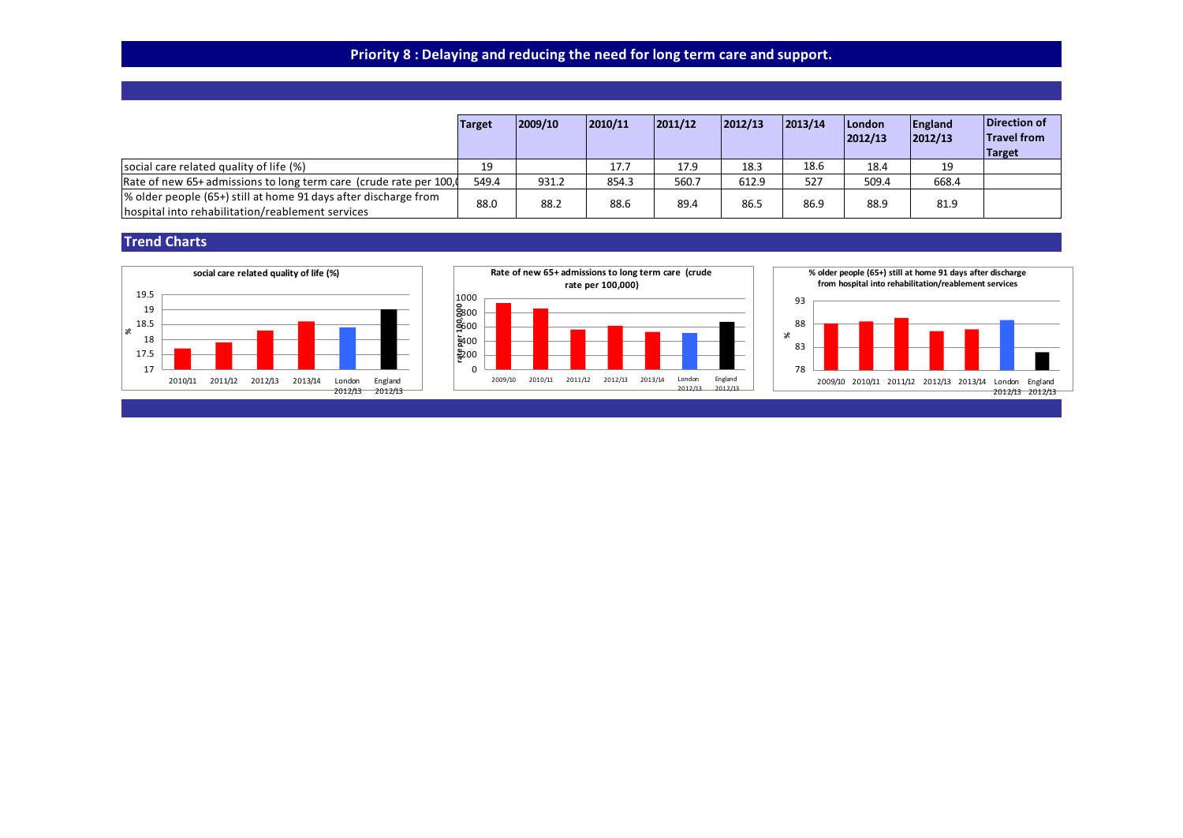# Priority 8 : Delaying and reducing the need for long term care and support.

| | Target | 2009/10 | 2010/11 | 2011/12 | 2012/13 | 2013/14 | London 2012/13 | England 2012/13 | Direction of Travel from Target |
|---|---|---|---|---|---|---|---|---|---|
| social care related quality of life (%) | 19 | | 17.7 | 17.9 | 18.3 | 18.6 | 18.4 | 19 | |
| Rate of new 65+ admissions to long term care (crude rate per 100,0 | 549.4 | 931.2 | 854.3 | 560.7 | 612.9 | 527 | 509.4 | 668.4 | |
| % older people (65+) still at home 91 days after discharge from hospital into rehabilitation/reablement services | 88.0 | 88.2 | 88.6 | 89.4 | 86.5 | 86.9 | 88.9 | 81.9 | |

## Trend Charts

**social care related quality of life (%)**

**Rate of new 65+ admissions to long term care (crude rate per 100,000)**

**% older people (65+) still at home 91 days after discharge from hospital into rehabilitation/reablement services**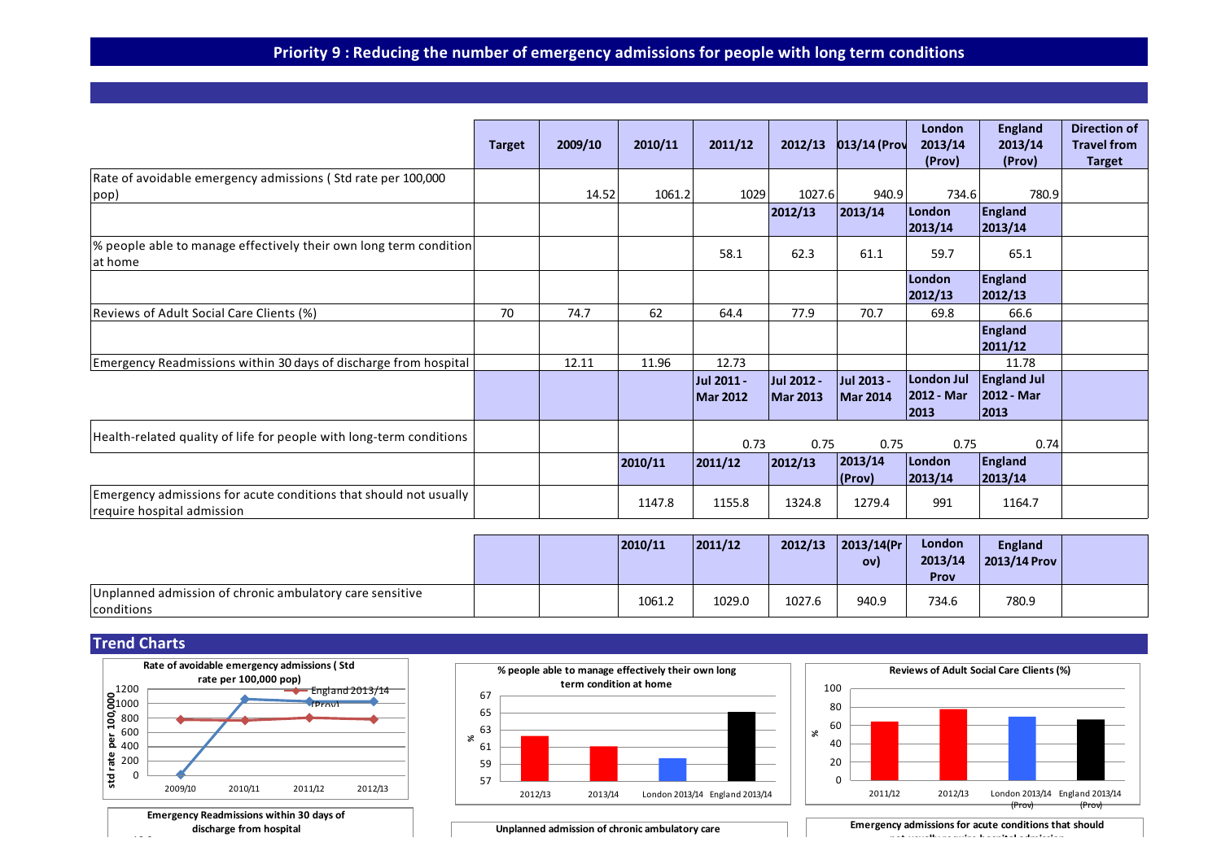# Priority 9 : Reducing the number of emergency admissions for people with long term conditions

| | Target | 2009/10 | 2010/11 | 2011/12 | 2012/13 | 013/14 (Prov | London 2013/14 (Prov) | England 2013/14 (Prov) | Direction of Travel from Target |
|---|---|---|---|---|---|---|---|---|---|
| Rate of avoidable emergency admissions ( Std rate per 100,000 pop) | | 14.52 | 1061.2 | 1029 | 1027.6 | 940.9 | 734.6 | 780.9 | |
| | | | | | 2012/13 | 2013/14 | London 2013/14 | England 2013/14 | |
| % people able to manage effectively their own long term condition at home | | | | 58.1 | 62.3 | 61.1 | 59.7 | 65.1 | |
| | | | | | | | London 2012/13 | England 2012/13 | |
| Reviews of Adult Social Care Clients (%) | 70 | 74.7 | 62 | 64.4 | 77.9 | 70.7 | 69.8 | 66.6 | |
| | | | | | | | | England 2011/12 | |
| Emergency Readmissions within 30 days of discharge from hospital | | 12.11 | 11.96 | 12.73 | | | | 11.78 | |
| | | | | Jul 2011 - Mar 2012 | Jul 2012 - Mar 2013 | Jul 2013 - Mar 2014 | London Jul 2012 - Mar 2013 | England Jul 2012 - Mar 2013 | |
| Health-related quality of life for people with long-term conditions | | | | 0.73 | 0.75 | 0.75 | 0.75 | 0.74 | |
| | | | 2010/11 | 2011/12 | 2012/13 | 2013/14 (Prov) | London 2013/14 | England 2013/14 | |
| Emergency admissions for acute conditions that should not usually require hospital admission | | | 1147.8 | 1155.8 | 1324.8 | 1279.4 | 991 | 1164.7 | |

| | | | 2010/11 | 2011/12 | 2012/13 | 2013/14(Prov) | London 2013/14 Prov | England 2013/14 Prov | |
|---|---|---|---|---|---|---|---|---|---|
| Unplanned admission of chronic ambulatory care sensitive conditions | | | 1061.2 | 1029.0 | 1027.6 | 940.9 | 734.6 | 780.9 | |

## Trend Charts

**Rate of avoidable emergency admissions ( Std rate per 100,000 pop)**

**% people able to manage effectively their own long term condition at home**

**Reviews of Adult Social Care Clients (%)**

**Emergency Readmissions within 30 days of discharge from hospital**

**Unplanned admission of chronic ambulatory care**

**Emergency admissions for acute conditions that should not usually require hospital admission**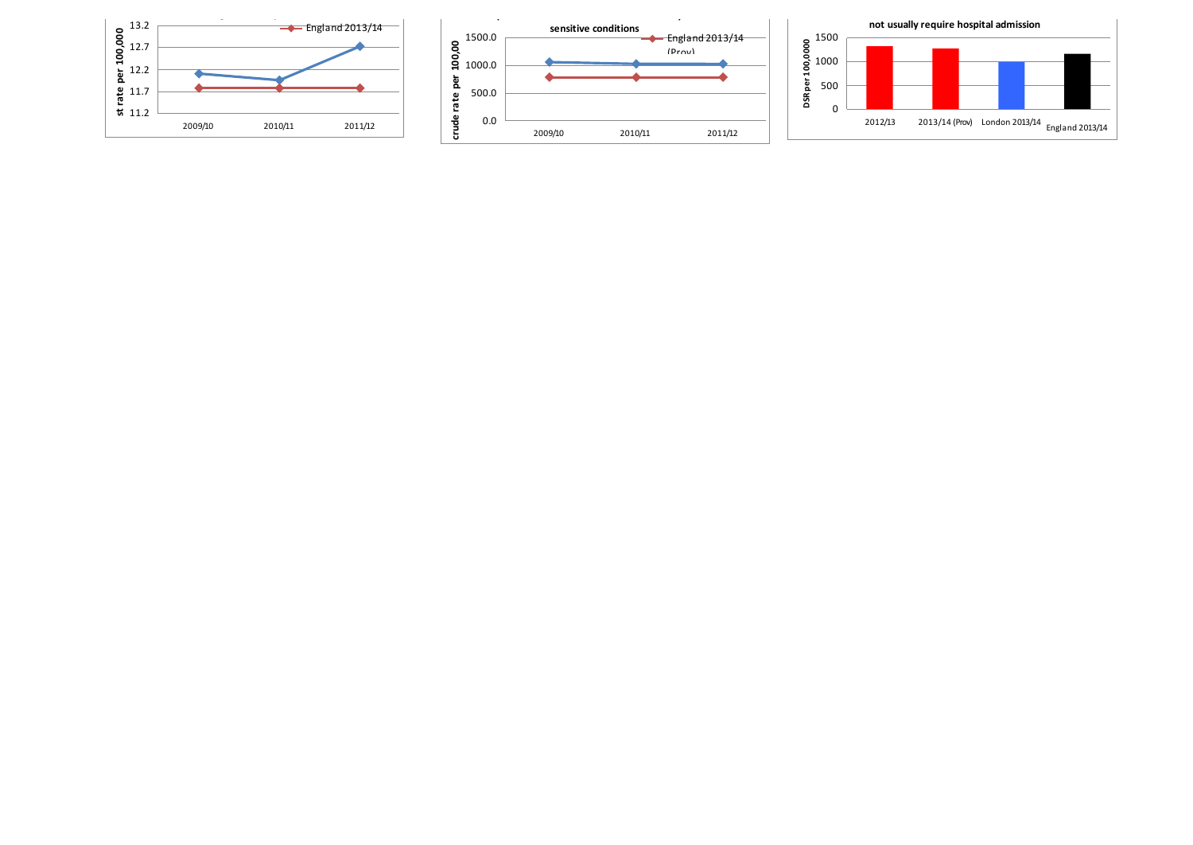st rate per 100,000

13.2
12.7
12.2
11.7
11.2

England 2013/14

2009/10
2010/11
2011/12

sensitive conditions

crude rate per 100,00

1500.0
1000.0
500.0
0.0

England 2013/14
(Prov)

2009/10
2010/11
2011/12

not usually require hospital admission

DSR per 100,0000

1500
1000
500
0

2012/13
2013/14 (Prov)
London 2013/14
England 2013/14